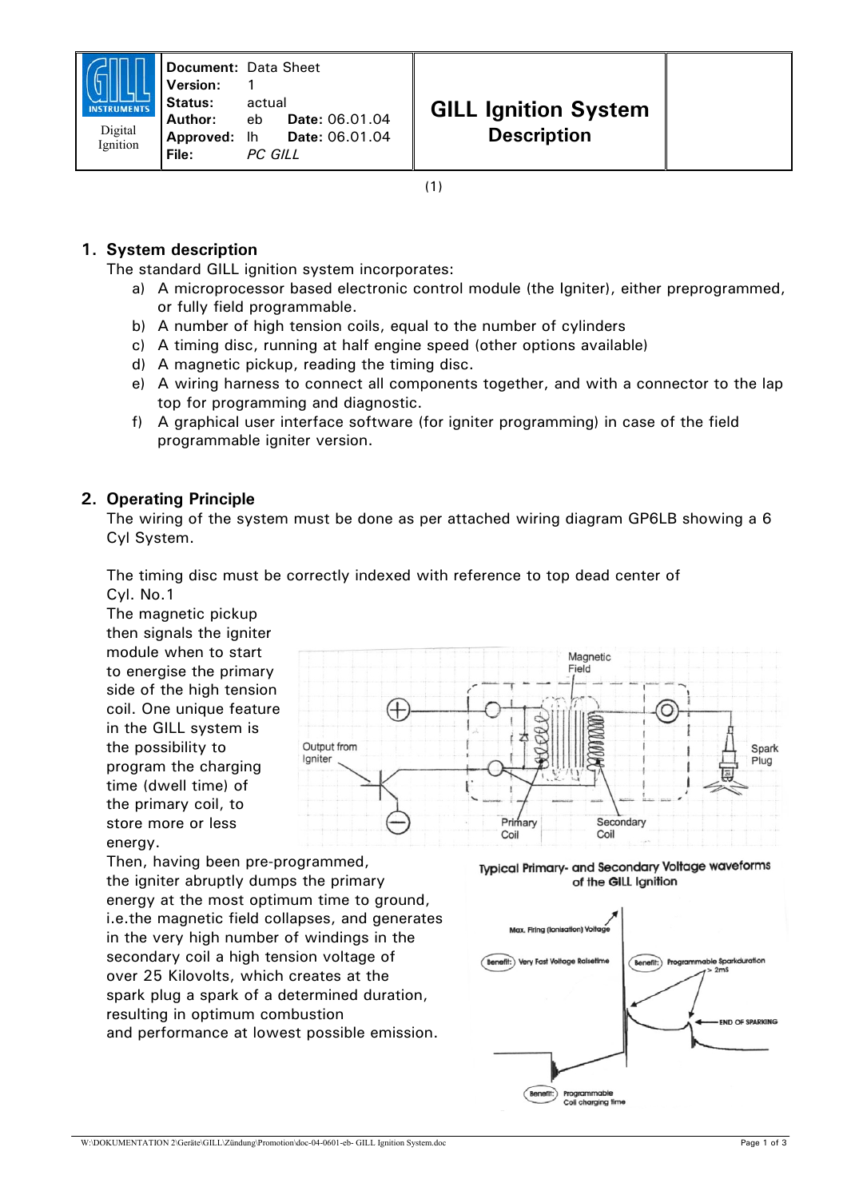| GILL INSTRUMENTS Digital Ignition | **Document:** Data Sheet<br>**Version:** 1<br>**Status:** actual<br>**Author:** eb **Date:** 06.01.04<br>**Approved:** lh **Date:** 06.01.04<br>**File:** *PC GILL* | **GILL Ignition System Description** | |
|---|---|---|---|

(1)

## 1. System description

The standard GILL ignition system incorporates:

a) A microprocessor based electronic control module (the Igniter), either preprogrammed, or fully field programmable.
b) A number of high tension coils, equal to the number of cylinders
c) A timing disc, running at half engine speed (other options available)
d) A magnetic pickup, reading the timing disc.
e) A wiring harness to connect all components together, and with a connector to the lap top for programming and diagnostic.
f) A graphical user interface software (for igniter programming) in case of the field programmable igniter version.

## 2. Operating Principle

The wiring of the system must be done as per attached wiring diagram GP6LB showing a 6 Cyl System.

The timing disc must be correctly indexed with reference to top dead center of Cyl. No.1

The magnetic pickup then signals the igniter module when to start to energise the primary side of the high tension coil. One unique feature in the GILL system is the possibility to program the charging time (dwell time) of the primary coil, to store more or less energy.

Then, having been pre-programmed, the igniter abruptly dumps the primary energy at the most optimum time to ground, i.e.the magnetic field collapses, and generates in the very high number of windings in the secondary coil a high tension voltage of over 25 Kilovolts, which creates at the spark plug a spark of a determined duration, resulting in optimum combustion and performance at lowest possible emission.

Magnetic Field
Output from Igniter
Spark Plug
Primary Coil
Secondary Coil

Typical Primary- and Secondary Voltage waveforms of the GILL Ignition

Max. Firing (Ionisation) Voltage
Benefit: Very Fast Voltage Risetime
Benefit: Programmable Sparkduration > 2mS
END OF SPARKING
Benefit: Programmable Coil charging time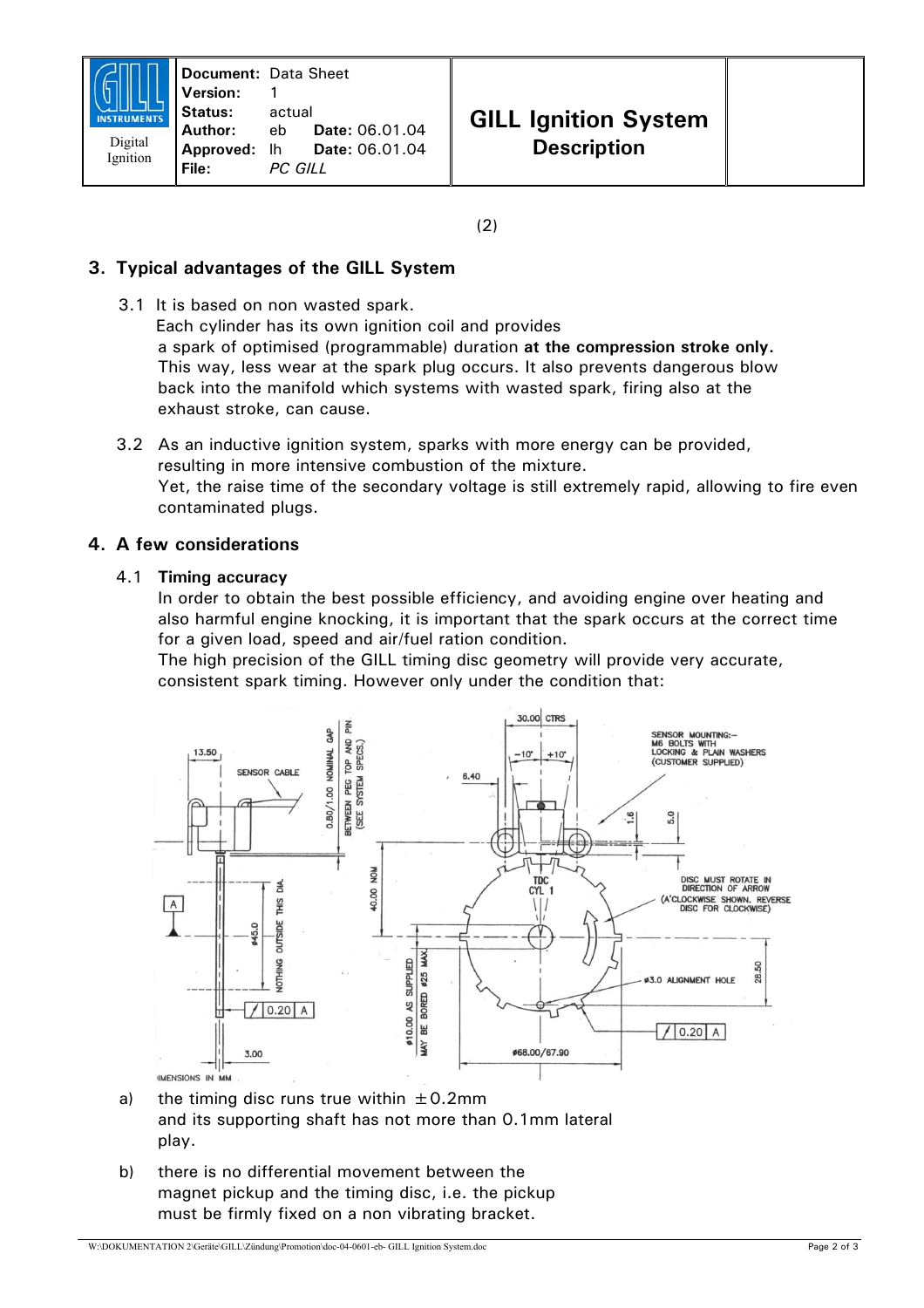(2)

## 3. Typical advantages of the GILL System

3.1 It is based on non wasted spark.
Each cylinder has its own ignition coil and provides a spark of optimised (programmable) duration **at the compression stroke only.** This way, less wear at the spark plug occurs. It also prevents dangerous blow back into the manifold which systems with wasted spark, firing also at the exhaust stroke, can cause.

3.2 As an inductive ignition system, sparks with more energy can be provided, resulting in more intensive combustion of the mixture.
Yet, the raise time of the secondary voltage is still extremely rapid, allowing to fire even contaminated plugs.

## 4. A few considerations

### 4.1 Timing accuracy

In order to obtain the best possible efficiency, and avoiding engine over heating and also harmful engine knocking, it is important that the spark occurs at the correct time for a given load, speed and air/fuel ration condition.
The high precision of the GILL timing disc geometry will provide very accurate, consistent spark timing. However only under the condition that:

a) the timing disc runs true within ±0.2mm and its supporting shaft has not more than 0.1mm lateral play.

b) there is no differential movement between the magnet pickup and the timing disc, i.e. the pickup must be firmly fixed on a non vibrating bracket.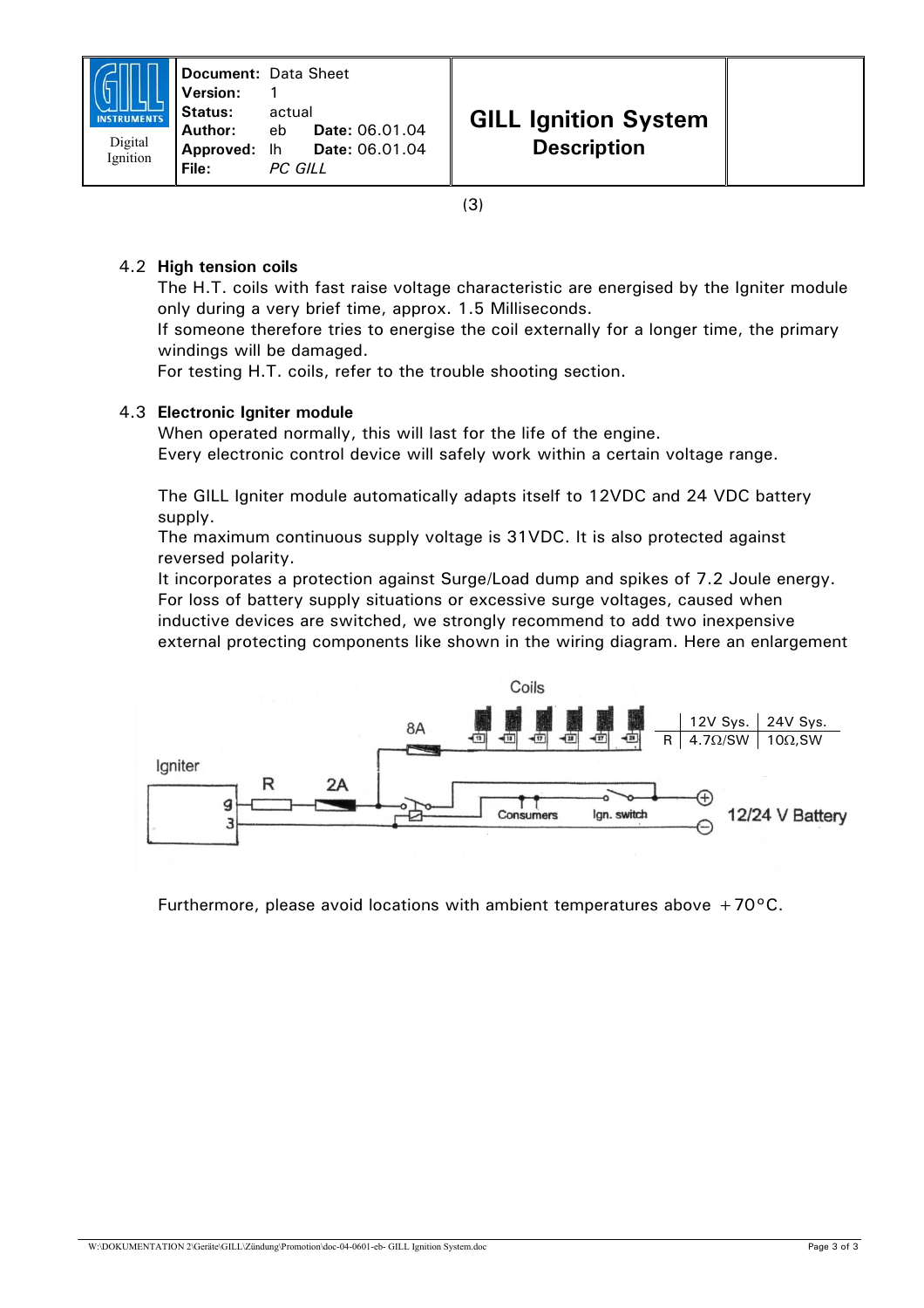(3)

### 4.2 High tension coils

The H.T. coils with fast raise voltage characteristic are energised by the Igniter module only during a very brief time, approx. 1.5 Milliseconds.
If someone therefore tries to energise the coil externally for a longer time, the primary windings will be damaged.
For testing H.T. coils, refer to the trouble shooting section.

### 4.3 Electronic Igniter module

When operated normally, this will last for the life of the engine.
Every electronic control device will safely work within a certain voltage range.

The GILL Igniter module automatically adapts itself to 12VDC and 24 VDC battery supply.
The maximum continuous supply voltage is 31VDC. It is also protected against reversed polarity.
It incorporates a protection against Surge/Load dump and spikes of 7.2 Joule energy.
For loss of battery supply situations or excessive surge voltages, caused when inductive devices are switched, we strongly recommend to add two inexpensive external protecting components like shown in the wiring diagram. Here an enlargement

Coils
8A
Igniter
9
3
R
2A
Consumers
Ign. switch
12/24 V Battery

| | 12V Sys. | 24V Sys. |
|---|---|---|
| R | 4.7Ω/SW | 10Ω,SW |

Furthermore, please avoid locations with ambient temperatures above +70°C.